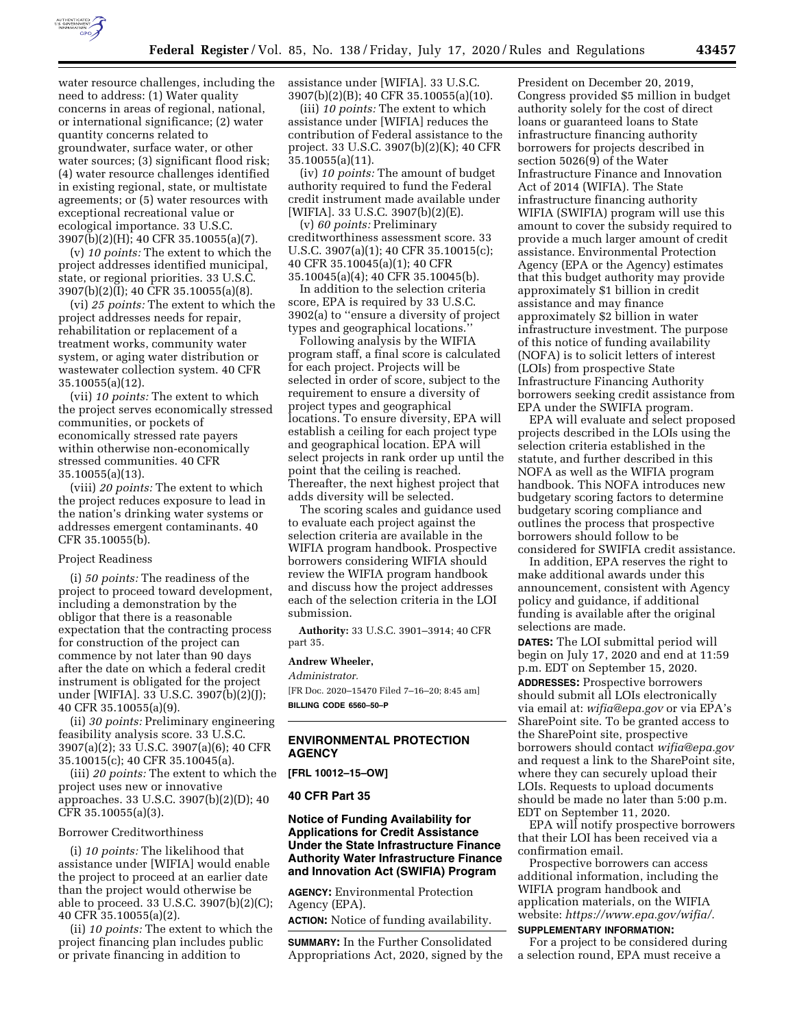water resource challenges, including the need to address: (1) Water quality concerns in areas of regional, national, or international significance; (2) water quantity concerns related to groundwater, surface water, or other water sources; (3) significant flood risk; (4) water resource challenges identified in existing regional, state, or multistate agreements; or (5) water resources with exceptional recreational value or ecological importance. 33 U.S.C. 3907(b)(2)(H); 40 CFR 35.10055(a)(7).

(v) *10 points:* The extent to which the project addresses identified municipal, state, or regional priorities. 33 U.S.C. 3907(b)(2)(I); 40 CFR 35.10055(a)(8).

(vi) *25 points:* The extent to which the project addresses needs for repair, rehabilitation or replacement of a treatment works, community water system, or aging water distribution or wastewater collection system. 40 CFR 35.10055(a)(12).

(vii) *10 points:* The extent to which the project serves economically stressed communities, or pockets of economically stressed rate payers within otherwise non-economically stressed communities. 40 CFR 35.10055(a)(13).

(viii) *20 points:* The extent to which the project reduces exposure to lead in the nation's drinking water systems or addresses emergent contaminants. 40 CFR 35.10055(b).

Project Readiness

(i) *50 points:* The readiness of the project to proceed toward development, including a demonstration by the obligor that there is a reasonable expectation that the contracting process for construction of the project can commence by not later than 90 days after the date on which a federal credit instrument is obligated for the project under [WIFIA]. 33 U.S.C. 3907(b)(2)(J); 40 CFR 35.10055(a)(9).

(ii) *30 points:* Preliminary engineering feasibility analysis score. 33 U.S.C. 3907(a)(2); 33 U.S.C. 3907(a)(6); 40 CFR 35.10015(c); 40 CFR 35.10045(a).

(iii) *20 points:* The extent to which the project uses new or innovative approaches. 33 U.S.C. 3907(b)(2)(D); 40 CFR 35.10055(a)(3).

Borrower Creditworthiness

(i) *10 points:* The likelihood that assistance under [WIFIA] would enable the project to proceed at an earlier date than the project would otherwise be able to proceed. 33 U.S.C. 3907(b)(2)(C); 40 CFR 35.10055(a)(2).

(ii) *10 points:* The extent to which the project financing plan includes public or private financing in addition to assistance under [WIFIA]. 33 U.S.C. 3907(b)(2)(B); 40 CFR 35.10055(a)(10).

(iii) *10 points:* The extent to which assistance under [WIFIA] reduces the contribution of Federal assistance to the project. 33 U.S.C. 3907(b)(2)(K); 40 CFR 35.10055(a)(11).

(iv) *10 points:* The amount of budget authority required to fund the Federal credit instrument made available under [WIFIA]. 33 U.S.C. 3907(b)(2)(E).

(v) *60 points:* Preliminary creditworthiness assessment score. 33 U.S.C. 3907(a)(1); 40 CFR 35.10015(c); 40 CFR 35.10045(a)(1); 40 CFR 35.10045(a)(4); 40 CFR 35.10045(b).

In addition to the selection criteria score, EPA is required by 33 U.S.C. 3902(a) to "ensure a diversity of project types and geographical locations."

Following analysis by the WIFIA program staff, a final score is calculated for each project. Projects will be selected in order of score, subject to the requirement to ensure a diversity of project types and geographical locations. To ensure diversity, EPA will establish a ceiling for each project type and geographical location. EPA will select projects in rank order up until the point that the ceiling is reached. Thereafter, the next highest project that adds diversity will be selected.

The scoring scales and guidance used to evaluate each project against the selection criteria are available in the WIFIA program handbook. Prospective borrowers considering WIFIA should review the WIFIA program handbook and discuss how the project addresses each of the selection criteria in the LOI submission.

**Authority:** 33 U.S.C. 3901–3914; 40 CFR part 35.

**Andrew Wheeler,**

*Administrator.*

[FR Doc. 2020–15470 Filed 7–16–20; 8:45 am]

**BILLING CODE 6560–50–P**

---

## ENVIRONMENTAL PROTECTION AGENCY

**[FRL 10012–15–OW]**

## 40 CFR Part 35

## Notice of Funding Availability for Applications for Credit Assistance Under the State Infrastructure Finance Authority Water Infrastructure Finance and Innovation Act (SWIFIA) Program

**AGENCY:** Environmental Protection Agency (EPA).

**ACTION:** Notice of funding availability.

**SUMMARY:** In the Further Consolidated Appropriations Act, 2020, signed by the President on December 20, 2019, Congress provided $5 million in budget authority solely for the cost of direct loans or guaranteed loans to State infrastructure financing authority borrowers for projects described in section 5026(9) of the Water Infrastructure Finance and Innovation Act of 2014 (WIFIA). The State infrastructure financing authority WIFIA (SWIFIA) program will use this amount to cover the subsidy required to provide a much larger amount of credit assistance. Environmental Protection Agency (EPA or the Agency) estimates that this budget authority may provide approximately $1 billion in credit assistance and may finance approximately $2 billion in water infrastructure investment. The purpose of this notice of funding availability (NOFA) is to solicit letters of interest (LOIs) from prospective State Infrastructure Financing Authority borrowers seeking credit assistance from EPA under the SWIFIA program.

EPA will evaluate and select proposed projects described in the LOIs using the selection criteria established in the statute, and further described in this NOFA as well as the WIFIA program handbook. This NOFA introduces new budgetary scoring factors to determine budgetary scoring compliance and outlines the process that prospective borrowers should follow to be considered for SWIFIA credit assistance.

In addition, EPA reserves the right to make additional awards under this announcement, consistent with Agency policy and guidance, if additional funding is available after the original selections are made.

**DATES:** The LOI submittal period will begin on July 17, 2020 and end at 11:59 p.m. EDT on September 15, 2020.

**ADDRESSES:** Prospective borrowers should submit all LOIs electronically via email at: *wifia@epa.gov* or via EPA's SharePoint site. To be granted access to the SharePoint site, prospective borrowers should contact *wifia@epa.gov* and request a link to the SharePoint site, where they can securely upload their LOIs. Requests to upload documents should be made no later than 5:00 p.m. EDT on September 11, 2020.

EPA will notify prospective borrowers that their LOI has been received via a confirmation email.

Prospective borrowers can access additional information, including the WIFIA program handbook and application materials, on the WIFIA website: *https://www.epa.gov/wifia/.*

**SUPPLEMENTARY INFORMATION:**

For a project to be considered during a selection round, EPA must receive a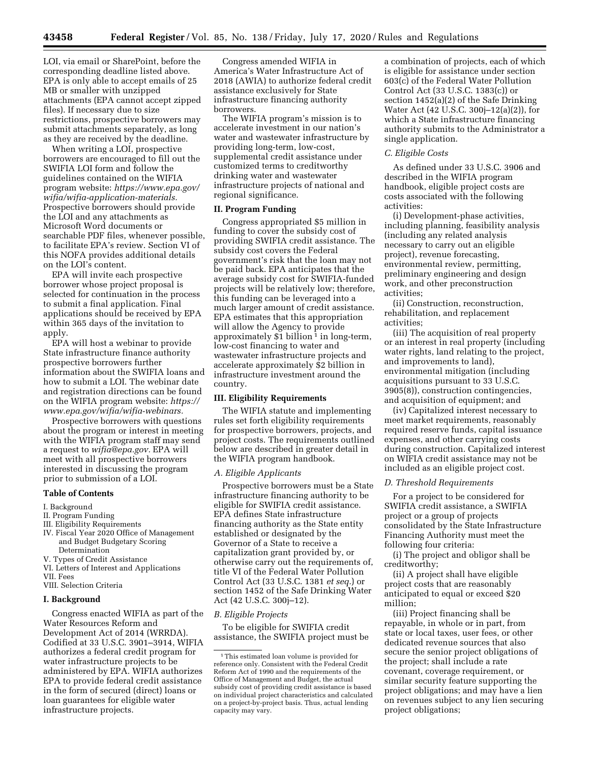LOI, via email or SharePoint, before the corresponding deadline listed above. EPA is only able to accept emails of 25 MB or smaller with unzipped attachments (EPA cannot accept zipped files). If necessary due to size restrictions, prospective borrowers may submit attachments separately, as long as they are received by the deadline.

When writing a LOI, prospective borrowers are encouraged to fill out the SWIFIA LOI form and follow the guidelines contained on the WIFIA program website: *https://www.epa.gov/wifia/wifia-application-materials.* Prospective borrowers should provide the LOI and any attachments as Microsoft Word documents or searchable PDF files, whenever possible, to facilitate EPA's review. Section VI of this NOFA provides additional details on the LOI's content.

EPA will invite each prospective borrower whose project proposal is selected for continuation in the process to submit a final application. Final applications should be received by EPA within 365 days of the invitation to apply.

EPA will host a webinar to provide State infrastructure finance authority prospective borrowers further information about the SWIFIA loans and how to submit a LOI. The webinar date and registration directions can be found on the WIFIA program website: *https://www.epa.gov/wifia/wifia-webinars.*

Prospective borrowers with questions about the program or interest in meeting with the WIFIA program staff may send a request to *wifia@epa.gov.* EPA will meet with all prospective borrowers interested in discussing the program prior to submission of a LOI.

**Table of Contents**

I. Background
II. Program Funding
III. Eligibility Requirements
IV. Fiscal Year 2020 Office of Management and Budget Budgetary Scoring Determination
V. Types of Credit Assistance
VI. Letters of Interest and Applications
VII. Fees
VIII. Selection Criteria

## I. Background

Congress enacted WIFIA as part of the Water Resources Reform and Development Act of 2014 (WRRDA). Codified at 33 U.S.C. 3901–3914, WIFIA authorizes a federal credit program for water infrastructure projects to be administered by EPA. WIFIA authorizes EPA to provide federal credit assistance in the form of secured (direct) loans or loan guarantees for eligible water infrastructure projects.

Congress amended WIFIA in America's Water Infrastructure Act of 2018 (AWIA) to authorize federal credit assistance exclusively for State infrastructure financing authority borrowers.

The WIFIA program's mission is to accelerate investment in our nation's water and wastewater infrastructure by providing long-term, low-cost, supplemental credit assistance under customized terms to creditworthy drinking water and wastewater infrastructure projects of national and regional significance.

## II. Program Funding

Congress appropriated $5 million in funding to cover the subsidy cost of providing SWIFIA credit assistance. The subsidy cost covers the Federal government's risk that the loan may not be paid back. EPA anticipates that the average subsidy cost for SWIFIA-funded projects will be relatively low; therefore, this funding can be leveraged into a much larger amount of credit assistance. EPA estimates that this appropriation will allow the Agency to provide approximately $1 billion [1] in long-term, low-cost financing to water and wastewater infrastructure projects and accelerate approximately $2 billion in infrastructure investment around the country.

## III. Eligibility Requirements

The WIFIA statute and implementing rules set forth eligibility requirements for prospective borrowers, projects, and project costs. The requirements outlined below are described in greater detail in the WIFIA program handbook.

### A. Eligible Applicants

Prospective borrowers must be a State infrastructure financing authority to be eligible for SWIFIA credit assistance. EPA defines State infrastructure financing authority as the State entity established or designated by the Governor of a State to receive a capitalization grant provided by, or otherwise carry out the requirements of, title VI of the Federal Water Pollution Control Act (33 U.S.C. 1381 *et seq.*) or section 1452 of the Safe Drinking Water Act (42 U.S.C. 300j–12).

### B. Eligible Projects

To be eligible for SWIFIA credit assistance, the SWIFIA project must be a combination of projects, each of which is eligible for assistance under section 603(c) of the Federal Water Pollution Control Act (33 U.S.C. 1383(c)) or section 1452(a)(2) of the Safe Drinking Water Act (42 U.S.C. 300j–12(a)(2)), for which a State infrastructure financing authority submits to the Administrator a single application.

### C. Eligible Costs

As defined under 33 U.S.C. 3906 and described in the WIFIA program handbook, eligible project costs are costs associated with the following activities:

(i) Development-phase activities, including planning, feasibility analysis (including any related analysis necessary to carry out an eligible project), revenue forecasting, environmental review, permitting, preliminary engineering and design work, and other preconstruction activities;

(ii) Construction, reconstruction, rehabilitation, and replacement activities;

(iii) The acquisition of real property or an interest in real property (including water rights, land relating to the project, and improvements to land), environmental mitigation (including acquisitions pursuant to 33 U.S.C. 3905(8)), construction contingencies, and acquisition of equipment; and

(iv) Capitalized interest necessary to meet market requirements, reasonably required reserve funds, capital issuance expenses, and other carrying costs during construction. Capitalized interest on WIFIA credit assistance may not be included as an eligible project cost.

### D. Threshold Requirements

For a project to be considered for SWIFIA credit assistance, a SWIFIA project or a group of projects consolidated by the State Infrastructure Financing Authority must meet the following four criteria:

(i) The project and obligor shall be creditworthy;

(ii) A project shall have eligible project costs that are reasonably anticipated to equal or exceed $20 million;

(iii) Project financing shall be repayable, in whole or in part, from state or local taxes, user fees, or other dedicated revenue sources that also secure the senior project obligations of the project; shall include a rate covenant, coverage requirement, or similar security feature supporting the project obligations; and may have a lien on revenues subject to any lien securing project obligations;

---

[1] This estimated loan volume is provided for reference only. Consistent with the Federal Credit Reform Act of 1990 and the requirements of the Office of Management and Budget, the actual subsidy cost of providing credit assistance is based on individual project characteristics and calculated on a project-by-project basis. Thus, actual lending capacity may vary.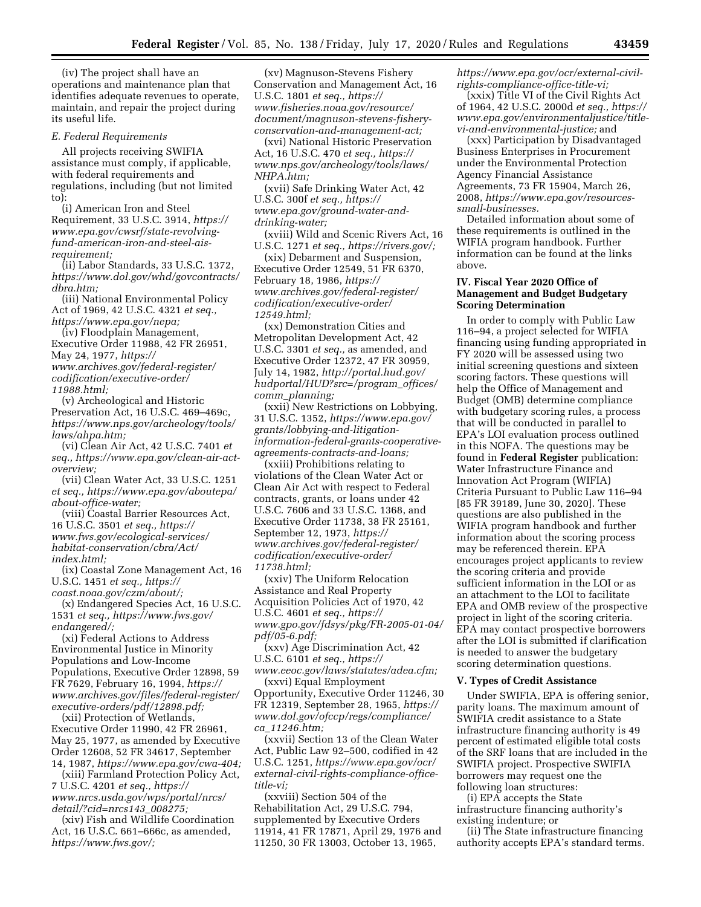(iv) The project shall have an operations and maintenance plan that identifies adequate revenues to operate, maintain, and repair the project during its useful life.

*E. Federal Requirements*

All projects receiving SWIFIA assistance must comply, if applicable, with federal requirements and regulations, including (but not limited to):

(i) American Iron and Steel Requirement, 33 U.S.C. 3914, *https://www.epa.gov/cwsrf/state-revolving-fund-american-iron-and-steel-ais-requirement;*

(ii) Labor Standards, 33 U.S.C. 1372, *https://www.dol.gov/whd/govcontracts/dbra.htm;*

(iii) National Environmental Policy Act of 1969, 42 U.S.C. 4321 *et seq., https://www.epa.gov/nepa;*

(iv) Floodplain Management, Executive Order 11988, 42 FR 26951, May 24, 1977, *https://www.archives.gov/federal-register/codification/executive-order/11988.html;*

(v) Archeological and Historic Preservation Act, 16 U.S.C. 469–469c, *https://www.nps.gov/archeology/tools/laws/ahpa.htm;*

(vi) Clean Air Act, 42 U.S.C. 7401 *et seq., https://www.epa.gov/clean-air-act-overview;*

(vii) Clean Water Act, 33 U.S.C. 1251 *et seq., https://www.epa.gov/aboutepa/about-office-water;*

(viii) Coastal Barrier Resources Act, 16 U.S.C. 3501 *et seq., https://www.fws.gov/ecological-services/habitat-conservation/cbra/Act/index.html;*

(ix) Coastal Zone Management Act, 16 U.S.C. 1451 *et seq., https://coast.noaa.gov/czm/about/;*

(x) Endangered Species Act, 16 U.S.C. 1531 *et seq., https://www.fws.gov/endangered/;*

(xi) Federal Actions to Address Environmental Justice in Minority Populations and Low-Income Populations, Executive Order 12898, 59 FR 7629, February 16, 1994, *https://www.archives.gov/files/federal-register/executive-orders/pdf/12898.pdf;*

(xii) Protection of Wetlands, Executive Order 11990, 42 FR 26961, May 25, 1977, as amended by Executive Order 12608, 52 FR 34617, September 14, 1987, *https://www.epa.gov/cwa-404;*

(xiii) Farmland Protection Policy Act, 7 U.S.C. 4201 *et seq., https://www.nrcs.usda.gov/wps/portal/nrcs/detail/?cid=nrcs143_008275;*

(xiv) Fish and Wildlife Coordination Act, 16 U.S.C. 661–666c, as amended, *https://www.fws.gov/;*

(xv) Magnuson-Stevens Fishery Conservation and Management Act, 16 U.S.C. 1801 *et seq., https://www.fisheries.noaa.gov/resource/document/magnuson-stevens-fishery-conservation-and-management-act;*

(xvi) National Historic Preservation Act, 16 U.S.C. 470 *et seq., https://www.nps.gov/archeology/tools/laws/NHPA.htm;*

(xvii) Safe Drinking Water Act, 42 U.S.C. 300f *et seq., https://www.epa.gov/ground-water-and-drinking-water;*

(xviii) Wild and Scenic Rivers Act, 16 U.S.C. 1271 *et seq., https://rivers.gov/;*

(xix) Debarment and Suspension, Executive Order 12549, 51 FR 6370, February 18, 1986, *https://www.archives.gov/federal-register/codification/executive-order/12549.html;*

(xx) Demonstration Cities and Metropolitan Development Act, 42 U.S.C. 3301 *et seq.,* as amended, and Executive Order 12372, 47 FR 30959, July 14, 1982, *http://portal.hud.gov/hudportal/HUD?src=/program_offices/comm_planning;*

(xxii) New Restrictions on Lobbying, 31 U.S.C. 1352, *https://www.epa.gov/grants/lobbying-and-litigation-information-federal-grants-cooperative-agreements-contracts-and-loans;*

(xxiii) Prohibitions relating to violations of the Clean Water Act or Clean Air Act with respect to Federal contracts, grants, or loans under 42 U.S.C. 7606 and 33 U.S.C. 1368, and Executive Order 11738, 38 FR 25161, September 12, 1973, *https://www.archives.gov/federal-register/codification/executive-order/11738.html;*

(xxiv) The Uniform Relocation Assistance and Real Property Acquisition Policies Act of 1970, 42 U.S.C. 4601 *et seq., https://www.gpo.gov/fdsys/pkg/FR-2005-01-04/pdf/05-6.pdf;*

(xxv) Age Discrimination Act, 42 U.S.C. 6101 *et seq., https://www.eeoc.gov/laws/statutes/adea.cfm;*

(xxvi) Equal Employment Opportunity, Executive Order 11246, 30 FR 12319, September 28, 1965, *https://www.dol.gov/ofccp/regs/compliance/ca_11246.htm;*

(xxvii) Section 13 of the Clean Water Act, Public Law 92–500, codified in 42 U.S.C. 1251, *https://www.epa.gov/ocr/external-civil-rights-compliance-office-title-vi;*

(xxviii) Section 504 of the Rehabilitation Act, 29 U.S.C. 794, supplemented by Executive Orders 11914, 41 FR 17871, April 29, 1976 and 11250, 30 FR 13003, October 13, 1965, *https://www.epa.gov/ocr/external-civil-rights-compliance-office-title-vi;*

(xxix) Title VI of the Civil Rights Act of 1964, 42 U.S.C. 2000d *et seq., https://www.epa.gov/environmentaljustice/title-vi-and-environmental-justice;* and

(xxx) Participation by Disadvantaged Business Enterprises in Procurement under the Environmental Protection Agency Financial Assistance Agreements, 73 FR 15904, March 26, 2008, *https://www.epa.gov/resources-small-businesses.*

Detailed information about some of these requirements is outlined in the WIFIA program handbook. Further information can be found at the links above.

## IV. Fiscal Year 2020 Office of Management and Budget Budgetary Scoring Determination

In order to comply with Public Law 116–94, a project selected for WIFIA financing using funding appropriated in FY 2020 will be assessed using two initial screening questions and sixteen scoring factors. These questions will help the Office of Management and Budget (OMB) determine compliance with budgetary scoring rules, a process that will be conducted in parallel to EPA's LOI evaluation process outlined in this NOFA. The questions may be found in **Federal Register** publication: Water Infrastructure Finance and Innovation Act Program (WIFIA) Criteria Pursuant to Public Law 116–94 [85 FR 39189, June 30, 2020]. These questions are also published in the WIFIA program handbook and further information about the scoring process may be referenced therein. EPA encourages project applicants to review the scoring criteria and provide sufficient information in the LOI or as an attachment to the LOI to facilitate EPA and OMB review of the prospective project in light of the scoring criteria. EPA may contact prospective borrowers after the LOI is submitted if clarification is needed to answer the budgetary scoring determination questions.

## V. Types of Credit Assistance

Under SWIFIA, EPA is offering senior, parity loans. The maximum amount of SWIFIA credit assistance to a State infrastructure financing authority is 49 percent of estimated eligible total costs of the SRF loans that are included in the SWIFIA project. Prospective SWIFIA borrowers may request one the following loan structures:

(i) EPA accepts the State infrastructure financing authority's existing indenture; or

(ii) The State infrastructure financing authority accepts EPA's standard terms.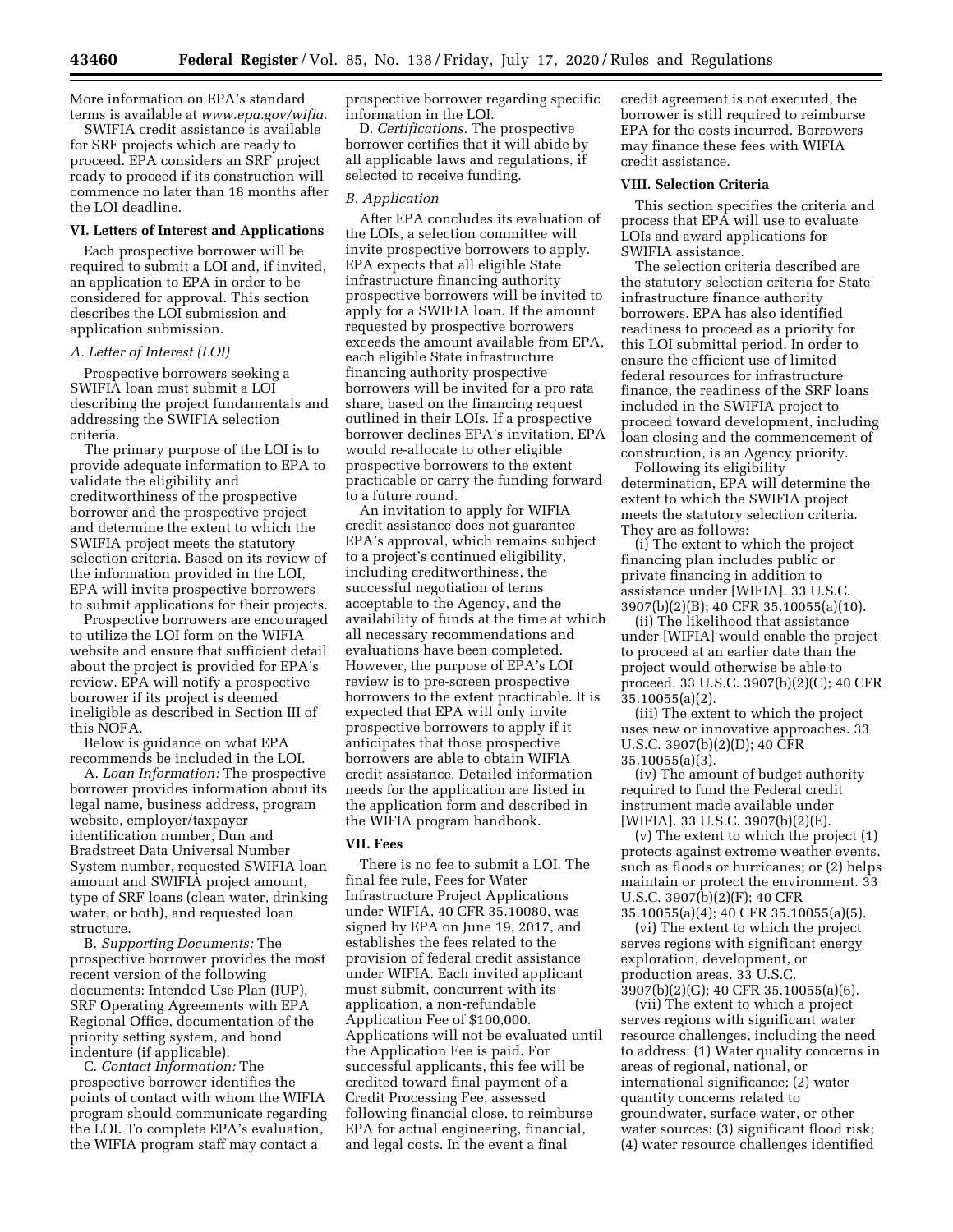More information on EPA's standard terms is available at *www.epa.gov/wifia.*

SWIFIA credit assistance is available for SRF projects which are ready to proceed. EPA considers an SRF project ready to proceed if its construction will commence no later than 18 months after the LOI deadline.

## VI. Letters of Interest and Applications

Each prospective borrower will be required to submit a LOI and, if invited, an application to EPA in order to be considered for approval. This section describes the LOI submission and application submission.

### *A. Letter of Interest (LOI)*

Prospective borrowers seeking a SWIFIA loan must submit a LOI describing the project fundamentals and addressing the SWIFIA selection criteria.

The primary purpose of the LOI is to provide adequate information to EPA to validate the eligibility and creditworthiness of the prospective borrower and the prospective project and determine the extent to which the SWIFIA project meets the statutory selection criteria. Based on its review of the information provided in the LOI, EPA will invite prospective borrowers to submit applications for their projects.

Prospective borrowers are encouraged to utilize the LOI form on the WIFIA website and ensure that sufficient detail about the project is provided for EPA's review. EPA will notify a prospective borrower if its project is deemed ineligible as described in Section III of this NOFA.

Below is guidance on what EPA recommends be included in the LOI.

A. *Loan Information:* The prospective borrower provides information about its legal name, business address, program website, employer/taxpayer identification number, Dun and Bradstreet Data Universal Number System number, requested SWIFIA loan amount and SWIFIA project amount, type of SRF loans (clean water, drinking water, or both), and requested loan structure.

B. *Supporting Documents:* The prospective borrower provides the most recent version of the following documents: Intended Use Plan (IUP), SRF Operating Agreements with EPA Regional Office, documentation of the priority setting system, and bond indenture (if applicable).

C. *Contact Information:* The prospective borrower identifies the points of contact with whom the WIFIA program should communicate regarding the LOI. To complete EPA's evaluation, the WIFIA program staff may contact a prospective borrower regarding specific information in the LOI.

D. *Certifications.* The prospective borrower certifies that it will abide by all applicable laws and regulations, if selected to receive funding.

### *B. Application*

After EPA concludes its evaluation of the LOIs, a selection committee will invite prospective borrowers to apply. EPA expects that all eligible State infrastructure financing authority prospective borrowers will be invited to apply for a SWIFIA loan. If the amount requested by prospective borrowers exceeds the amount available from EPA, each eligible State infrastructure financing authority prospective borrowers will be invited for a pro rata share, based on the financing request outlined in their LOIs. If a prospective borrower declines EPA's invitation, EPA would re-allocate to other eligible prospective borrowers to the extent practicable or carry the funding forward to a future round.

An invitation to apply for WIFIA credit assistance does not guarantee EPA's approval, which remains subject to a project's continued eligibility, including creditworthiness, the successful negotiation of terms acceptable to the Agency, and the availability of funds at the time at which all necessary recommendations and evaluations have been completed. However, the purpose of EPA's LOI review is to pre-screen prospective borrowers to the extent practicable. It is expected that EPA will only invite prospective borrowers to apply if it anticipates that those prospective borrowers are able to obtain WIFIA credit assistance. Detailed information needs for the application are listed in the application form and described in the WIFIA program handbook.

## VII. Fees

There is no fee to submit a LOI. The final fee rule, Fees for Water Infrastructure Project Applications under WIFIA, 40 CFR 35.10080, was signed by EPA on June 19, 2017, and establishes the fees related to the provision of federal credit assistance under WIFIA. Each invited applicant must submit, concurrent with its application, a non-refundable Application Fee of $100,000. Applications will not be evaluated until the Application Fee is paid. For successful applicants, this fee will be credited toward final payment of a Credit Processing Fee, assessed following financial close, to reimburse EPA for actual engineering, financial, and legal costs. In the event a final credit agreement is not executed, the borrower is still required to reimburse EPA for the costs incurred. Borrowers may finance these fees with WIFIA credit assistance.

## VIII. Selection Criteria

This section specifies the criteria and process that EPA will use to evaluate LOIs and award applications for SWIFIA assistance.

The selection criteria described are the statutory selection criteria for State infrastructure finance authority borrowers. EPA has also identified readiness to proceed as a priority for this LOI submittal period. In order to ensure the efficient use of limited federal resources for infrastructure finance, the readiness of the SRF loans included in the SWIFIA project to proceed toward development, including loan closing and the commencement of construction, is an Agency priority.

Following its eligibility determination, EPA will determine the extent to which the SWIFIA project meets the statutory selection criteria. They are as follows:

(i) The extent to which the project financing plan includes public or private financing in addition to assistance under [WIFIA]. 33 U.S.C. 3907(b)(2)(B); 40 CFR 35.10055(a)(10).

(ii) The likelihood that assistance under [WIFIA] would enable the project to proceed at an earlier date than the project would otherwise be able to proceed. 33 U.S.C. 3907(b)(2)(C); 40 CFR 35.10055(a)(2).

(iii) The extent to which the project uses new or innovative approaches. 33 U.S.C. 3907(b)(2)(D); 40 CFR 35.10055(a)(3).

(iv) The amount of budget authority required to fund the Federal credit instrument made available under [WIFIA]. 33 U.S.C. 3907(b)(2)(E).

(v) The extent to which the project (1) protects against extreme weather events, such as floods or hurricanes; or (2) helps maintain or protect the environment. 33 U.S.C. 3907(b)(2)(F); 40 CFR 35.10055(a)(4); 40 CFR 35.10055(a)(5).

(vi) The extent to which the project serves regions with significant energy exploration, development, or production areas. 33 U.S.C. 3907(b)(2)(G); 40 CFR 35.10055(a)(6).

(vii) The extent to which a project serves regions with significant water resource challenges, including the need to address: (1) Water quality concerns in areas of regional, national, or international significance; (2) water quantity concerns related to groundwater, surface water, or other water sources; (3) significant flood risk; (4) water resource challenges identified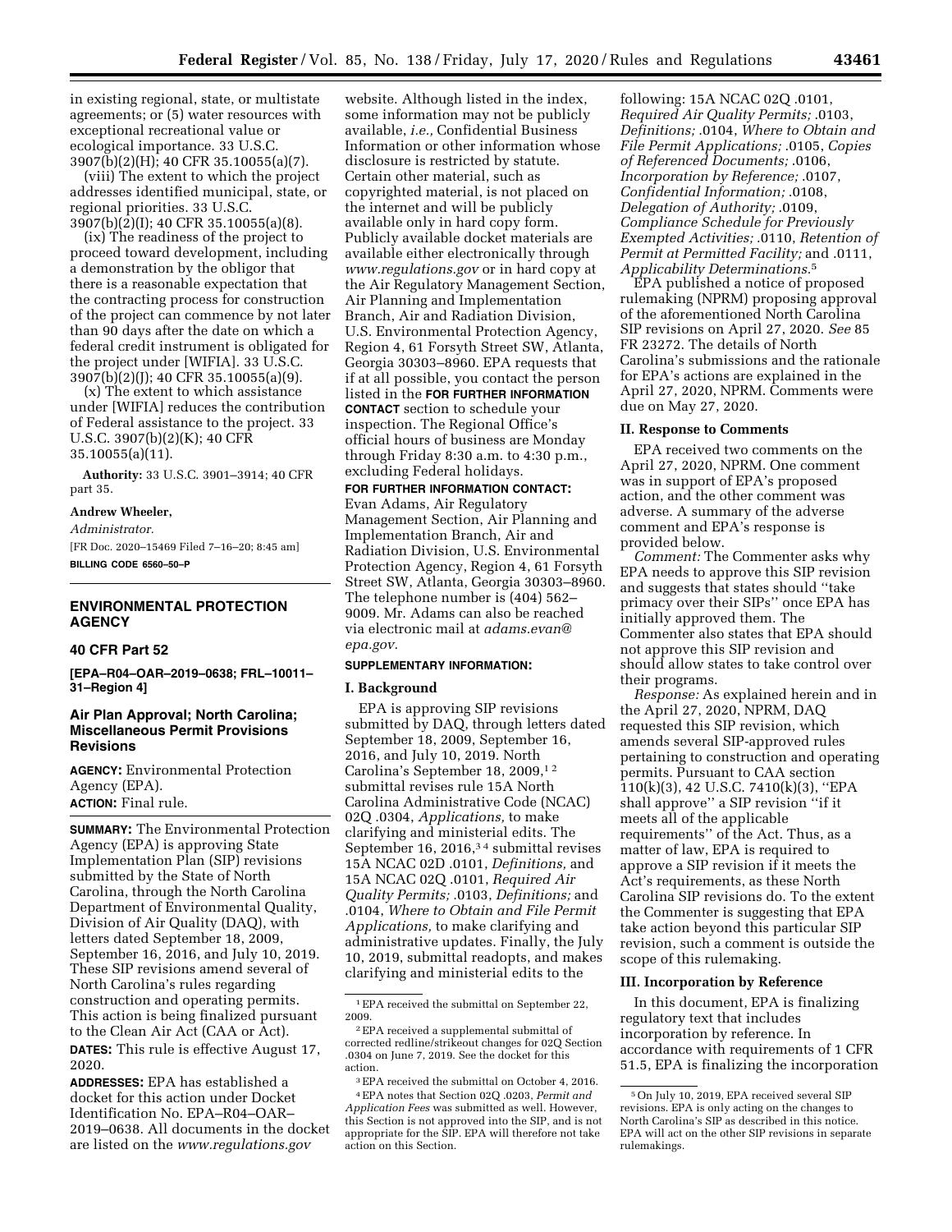in existing regional, state, or multistate agreements; or (5) water resources with exceptional recreational value or ecological importance. 33 U.S.C. 3907(b)(2)(H); 40 CFR 35.10055(a)(7).

(viii) The extent to which the project addresses identified municipal, state, or regional priorities. 33 U.S.C. 3907(b)(2)(I); 40 CFR 35.10055(a)(8).

(ix) The readiness of the project to proceed toward development, including a demonstration by the obligor that there is a reasonable expectation that the contracting process for construction of the project can commence by not later than 90 days after the date on which a federal credit instrument is obligated for the project under [WIFIA]. 33 U.S.C. 3907(b)(2)(J); 40 CFR 35.10055(a)(9).

(x) The extent to which assistance under [WIFIA] reduces the contribution of Federal assistance to the project. 33 U.S.C. 3907(b)(2)(K); 40 CFR 35.10055(a)(11).

**Authority:** 33 U.S.C. 3901–3914; 40 CFR part 35.

**Andrew Wheeler,**

*Administrator.*

[FR Doc. 2020–15469 Filed 7–16–20; 8:45 am]

**BILLING CODE 6560–50–P**

## ENVIRONMENTAL PROTECTION AGENCY

### 40 CFR Part 52

**[EPA–R04–OAR–2019–0638; FRL–10011–31–Region 4]**

### Air Plan Approval; North Carolina; Miscellaneous Permit Provisions Revisions

**AGENCY:** Environmental Protection Agency (EPA).

**ACTION:** Final rule.

**SUMMARY:** The Environmental Protection Agency (EPA) is approving State Implementation Plan (SIP) revisions submitted by the State of North Carolina, through the North Carolina Department of Environmental Quality, Division of Air Quality (DAQ), with letters dated September 18, 2009, September 16, 2016, and July 10, 2019. These SIP revisions amend several of North Carolina's rules regarding construction and operating permits. This action is being finalized pursuant to the Clean Air Act (CAA or Act).

**DATES:** This rule is effective August 17, 2020.

**ADDRESSES:** EPA has established a docket for this action under Docket Identification No. EPA–R04–OAR–2019–0638. All documents in the docket are listed on the *www.regulations.gov* website. Although listed in the index, some information may not be publicly available, *i.e.,* Confidential Business Information or other information whose disclosure is restricted by statute. Certain other material, such as copyrighted material, is not placed on the internet and will be publicly available only in hard copy form. Publicly available docket materials are available either electronically through *www.regulations.gov* or in hard copy at the Air Regulatory Management Section, Air Planning and Implementation Branch, Air and Radiation Division, U.S. Environmental Protection Agency, Region 4, 61 Forsyth Street SW, Atlanta, Georgia 30303–8960. EPA requests that if at all possible, you contact the person listed in the **FOR FURTHER INFORMATION CONTACT** section to schedule your inspection. The Regional Office's official hours of business are Monday through Friday 8:30 a.m. to 4:30 p.m., excluding Federal holidays.

**FOR FURTHER INFORMATION CONTACT:** Evan Adams, Air Regulatory Management Section, Air Planning and Implementation Branch, Air and Radiation Division, U.S. Environmental Protection Agency, Region 4, 61 Forsyth Street SW, Atlanta, Georgia 30303–8960. The telephone number is (404) 562–9009. Mr. Adams can also be reached via electronic mail at *adams.evan@epa.gov*.

**SUPPLEMENTARY INFORMATION:**

#### I. Background

EPA is approving SIP revisions submitted by DAQ, through letters dated September 18, 2009, September 16, 2016, and July 10, 2019. North Carolina's September 18, 2009,[1] [2] submittal revises rule 15A North Carolina Administrative Code (NCAC) 02Q .0304, *Applications,* to make clarifying and ministerial edits. The September 16, 2016,[3] [4] submittal revises 15A NCAC 02D .0101, *Definitions,* and 15A NCAC 02Q .0101, *Required Air Quality Permits;* .0103, *Definitions;* and .0104, *Where to Obtain and File Permit Applications,* to make clarifying and administrative updates. Finally, the July 10, 2019, submittal readopts, and makes clarifying and ministerial edits to the following: 15A NCAC 02Q .0101, *Required Air Quality Permits;* .0103, *Definitions;* .0104, *Where to Obtain and File Permit Applications;* .0105, *Copies of Referenced Documents;* .0106, *Incorporation by Reference;* .0107, *Confidential Information;* .0108, *Delegation of Authority;* .0109, *Compliance Schedule for Previously Exempted Activities;* .0110, *Retention of Permit at Permitted Facility;* and .0111, *Applicability Determinations.*[5]

EPA published a notice of proposed rulemaking (NPRM) proposing approval of the aforementioned North Carolina SIP revisions on April 27, 2020. *See* 85 FR 23272. The details of North Carolina's submissions and the rationale for EPA's actions are explained in the April 27, 2020, NPRM. Comments were due on May 27, 2020.

#### II. Response to Comments

EPA received two comments on the April 27, 2020, NPRM. One comment was in support of EPA's proposed action, and the other comment was adverse. A summary of the adverse comment and EPA's response is provided below.

*Comment:* The Commenter asks why EPA needs to approve this SIP revision and suggests that states should "take primacy over their SIPs" once EPA has initially approved them. The Commenter also states that EPA should not approve this SIP revision and should allow states to take control over their programs.

*Response:* As explained herein and in the April 27, 2020, NPRM, DAQ requested this SIP revision, which amends several SIP-approved rules pertaining to construction and operating permits. Pursuant to CAA section 110(k)(3), 42 U.S.C. 7410(k)(3), "EPA shall approve" a SIP revision "if it meets all of the applicable requirements" of the Act. Thus, as a matter of law, EPA is required to approve a SIP revision if it meets the Act's requirements, as these North Carolina SIP revisions do. To the extent the Commenter is suggesting that EPA take action beyond this particular SIP revision, such a comment is outside the scope of this rulemaking.

#### III. Incorporation by Reference

In this document, EPA is finalizing regulatory text that includes incorporation by reference. In accordance with requirements of 1 CFR 51.5, EPA is finalizing the incorporation

---

[1] EPA received the submittal on September 22, 2009.

[2] EPA received a supplemental submittal of corrected redline/strikeout changes for 02Q Section .0304 on June 7, 2019. See the docket for this action.

[3] EPA received the submittal on October 4, 2016.

[4] EPA notes that Section 02Q .0203, *Permit and Application Fees* was submitted as well. However, this Section is not approved into the SIP, and is not appropriate for the SIP. EPA will therefore not take action on this Section.

[5] On July 10, 2019, EPA received several SIP revisions. EPA is only acting on the changes to North Carolina's SIP as described in this notice. EPA will act on the other SIP revisions in separate rulemakings.